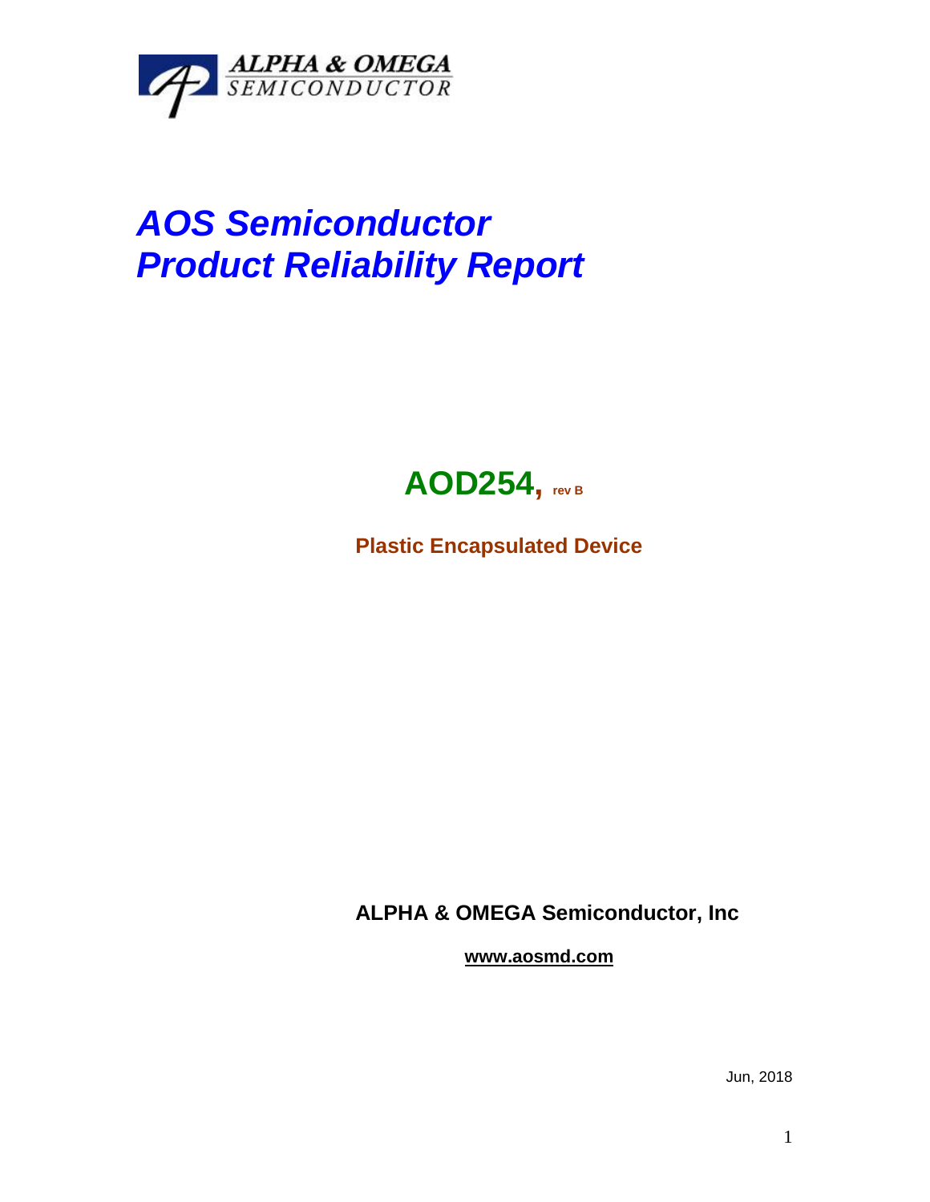ALPHA & OMEGA
SEMICONDUCTOR

# *AOS Semiconductor*
# *Product Reliability Report*

## AOD254, rev B

**Plastic Encapsulated Device**

**ALPHA & OMEGA Semiconductor, Inc**

**www.aosmd.com**

Jun, 2018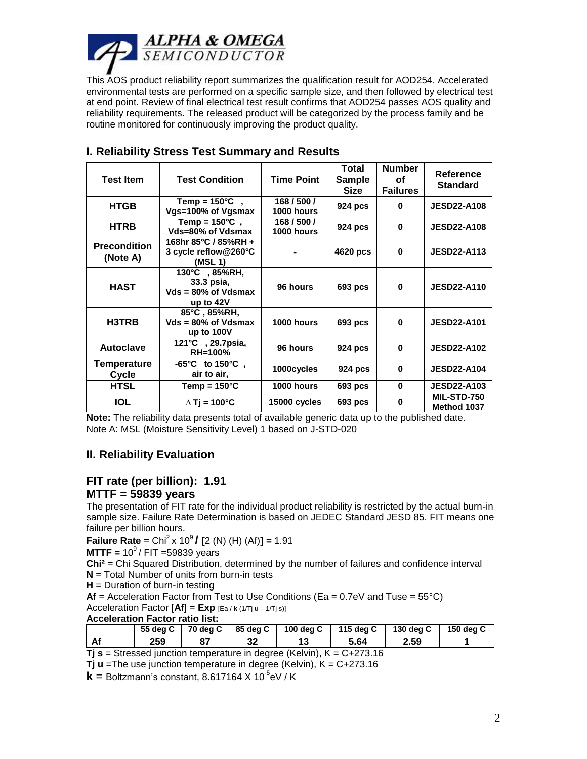ALPHA & OMEGA SEMICONDUCTOR

This AOS product reliability report summarizes the qualification result for AOD254. Accelerated environmental tests are performed on a specific sample size, and then followed by electrical test at end point. Review of final electrical test result confirms that AOD254 passes AOS quality and reliability requirements. The released product will be categorized by the process family and be routine monitored for continuously improving the product quality.

## I. Reliability Stress Test Summary and Results

| Test Item | Test Condition | Time Point | Total Sample Size | Number of Failures | Reference Standard |
|---|---|---|---|---|---|
| HTGB | Temp = 150°C , Vgs=100% of Vgsmax | 168 / 500 / 1000 hours | 924 pcs | 0 | JESD22-A108 |
| HTRB | Temp = 150°C , Vds=80% of Vdsmax | 168 / 500 / 1000 hours | 924 pcs | 0 | JESD22-A108 |
| Precondition (Note A) | 168hr 85°C / 85%RH + 3 cycle reflow@260°C (MSL 1) | - | 4620 pcs | 0 | JESD22-A113 |
| HAST | 130°C , 85%RH, 33.3 psia, Vds = 80% of Vdsmax up to 42V | 96 hours | 693 pcs | 0 | JESD22-A110 |
| H3TRB | 85°C , 85%RH, Vds = 80% of Vdsmax up to 100V | 1000 hours | 693 pcs | 0 | JESD22-A101 |
| Autoclave | 121°C , 29.7psia, RH=100% | 96 hours | 924 pcs | 0 | JESD22-A102 |
| Temperature Cycle | -65°C to 150°C , air to air, | 1000cycles | 924 pcs | 0 | JESD22-A104 |
| HTSL | Temp = 150°C | 1000 hours | 693 pcs | 0 | JESD22-A103 |
| IOL | $\Delta$ Tj = 100°C | 15000 cycles | 693 pcs | 0 | MIL-STD-750 Method 1037 |

**Note:** The reliability data presents total of available generic data up to the published date.
Note A: MSL (Moisture Sensitivity Level) 1 based on J-STD-020

## II. Reliability Evaluation

### FIT rate (per billion): 1.91
### MTTF = 59839 years

The presentation of FIT rate for the individual product reliability is restricted by the actual burn-in sample size. Failure Rate Determination is based on JEDEC Standard JESD 85. FIT means one failure per billion hours.

**Failure Rate** = $\text{Chi}^2 \times 10^9$ **/ [**2 (N) (H) (Af)**] =** 1.91

**MTTF =** $10^9$ / FIT =59839 years

**Chi²** = Chi Squared Distribution, determined by the number of failures and confidence interval

**N** = Total Number of units from burn-in tests

**H** = Duration of burn-in testing

**Af** = Acceleration Factor from Test to Use Conditions (Ea = 0.7eV and Tuse = 55°C)

Acceleration Factor [**Af**] = **Exp** [Ea / **k** (1/Tj u – 1/Tj s)]

**Acceleration Factor ratio list:**

| | 55 deg C | 70 deg C | 85 deg C | 100 deg C | 115 deg C | 130 deg C | 150 deg C |
|---|---|---|---|---|---|---|---|
| Af | 259 | 87 | 32 | 13 | 5.64 | 2.59 | 1 |

**Tj s** = Stressed junction temperature in degree (Kelvin), K = C+273.16

**Tj u** =The use junction temperature in degree (Kelvin), K = C+273.16

**k** = Boltzmann's constant, $8.617164 \times 10^{-5}$ eV / K